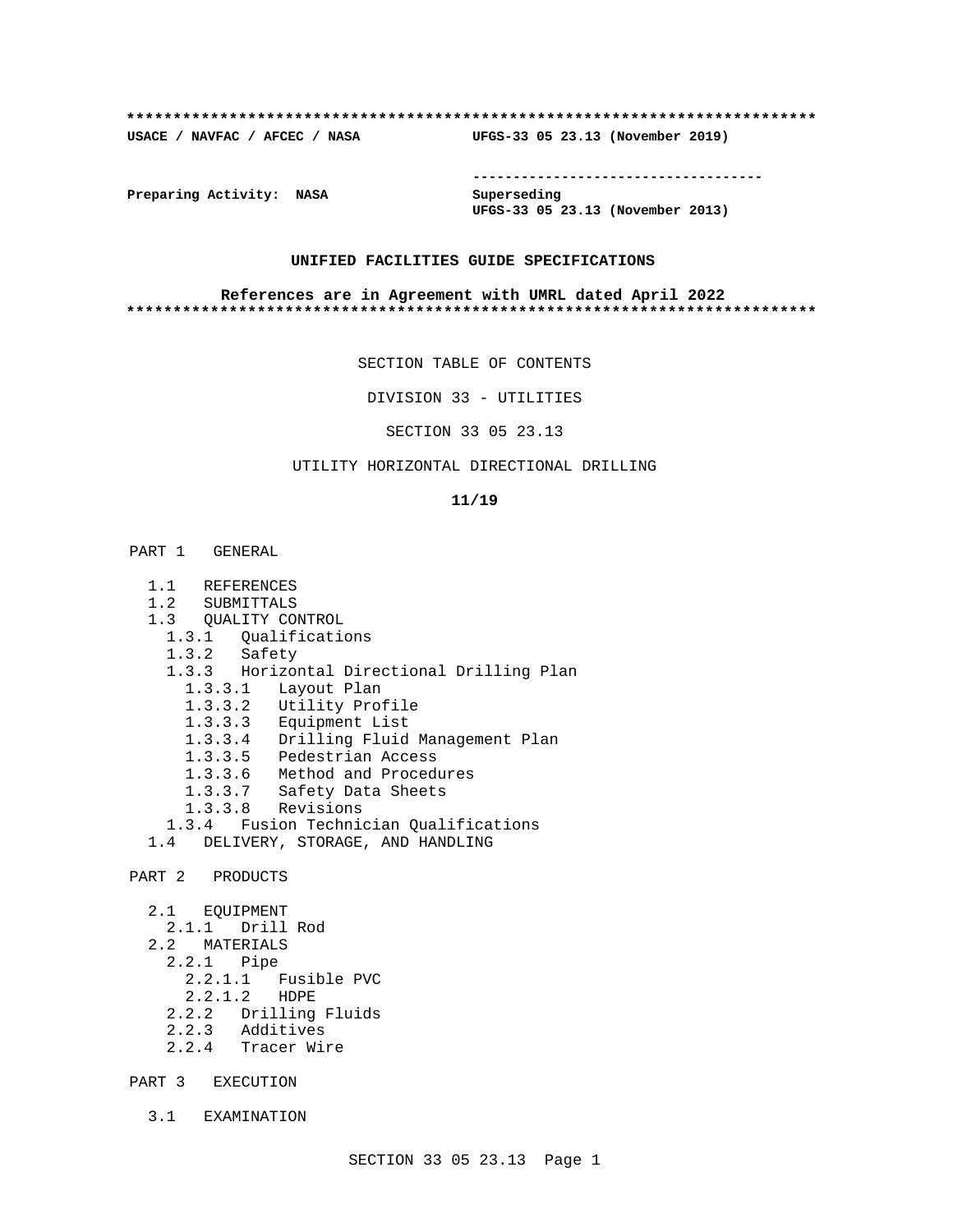**************************************************************************
**USACE / NAVFAC / AFCEC / NASA** **UFGS-33 05 23.13 (November 2019)**

-----------------------------------

**Preparing Activity: NASA** **Superseding**
**UFGS-33 05 23.13 (November 2013)**

**UNIFIED FACILITIES GUIDE SPECIFICATIONS**

**References are in Agreement with UMRL dated April 2022**
**************************************************************************

SECTION TABLE OF CONTENTS

DIVISION 33 - UTILITIES

SECTION 33 05 23.13

UTILITY HORIZONTAL DIRECTIONAL DRILLING

**11/19**

PART 1 GENERAL

- 1.1 REFERENCES
- 1.2 SUBMITTALS
- 1.3 QUALITY CONTROL
  - 1.3.1 Qualifications
  - 1.3.2 Safety
  - 1.3.3 Horizontal Directional Drilling Plan
    - 1.3.3.1 Layout Plan
    - 1.3.3.2 Utility Profile
    - 1.3.3.3 Equipment List
    - 1.3.3.4 Drilling Fluid Management Plan
    - 1.3.3.5 Pedestrian Access
    - 1.3.3.6 Method and Procedures
    - 1.3.3.7 Safety Data Sheets
    - 1.3.3.8 Revisions
  - 1.3.4 Fusion Technician Qualifications
- 1.4 DELIVERY, STORAGE, AND HANDLING

PART 2 PRODUCTS

- 2.1 EQUIPMENT
  - 2.1.1 Drill Rod
- 2.2 MATERIALS
  - 2.2.1 Pipe
    - 2.2.1.1 Fusible PVC
    - 2.2.1.2 HDPE
  - 2.2.2 Drilling Fluids
  - 2.2.3 Additives
  - 2.2.4 Tracer Wire

PART 3 EXECUTION

- 3.1 EXAMINATION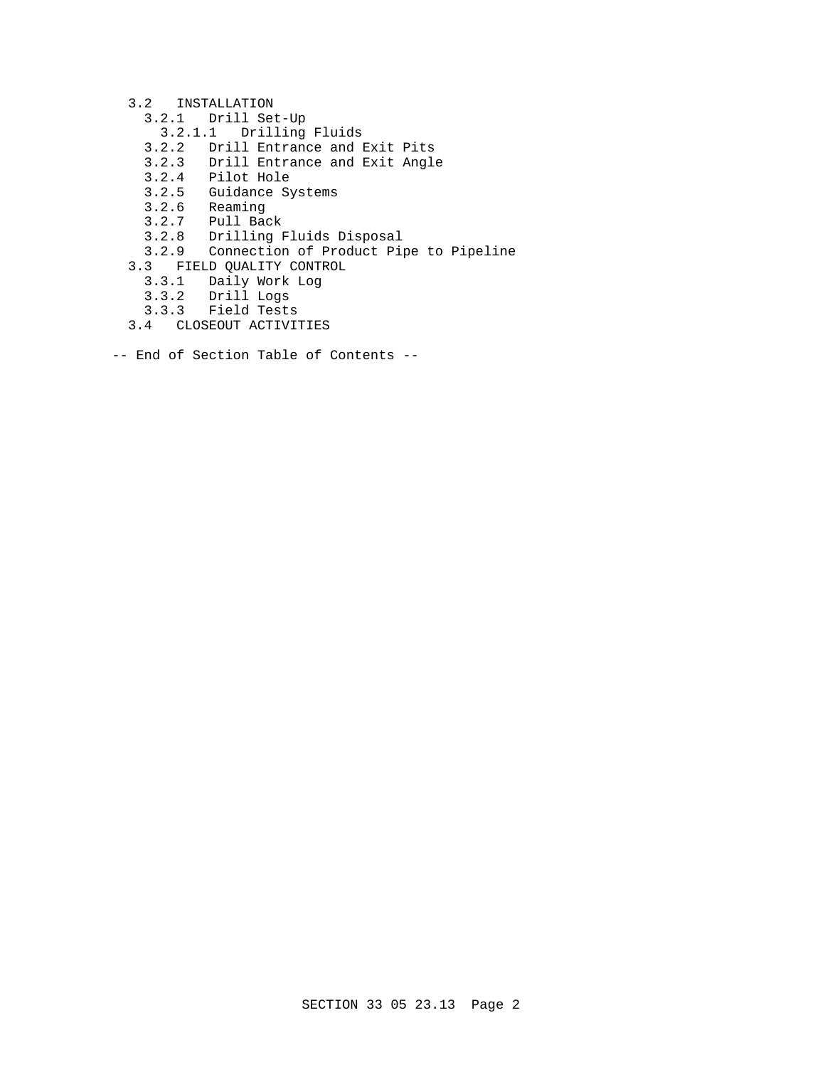- 3.2 INSTALLATION
  - 3.2.1 Drill Set-Up
    - 3.2.1.1 Drilling Fluids
  - 3.2.2 Drill Entrance and Exit Pits
  - 3.2.3 Drill Entrance and Exit Angle
  - 3.2.4 Pilot Hole
  - 3.2.5 Guidance Systems
  - 3.2.6 Reaming
  - 3.2.7 Pull Back
  - 3.2.8 Drilling Fluids Disposal
  - 3.2.9 Connection of Product Pipe to Pipeline
- 3.3 FIELD QUALITY CONTROL
  - 3.3.1 Daily Work Log
  - 3.3.2 Drill Logs
  - 3.3.3 Field Tests
- 3.4 CLOSEOUT ACTIVITIES

-- End of Section Table of Contents --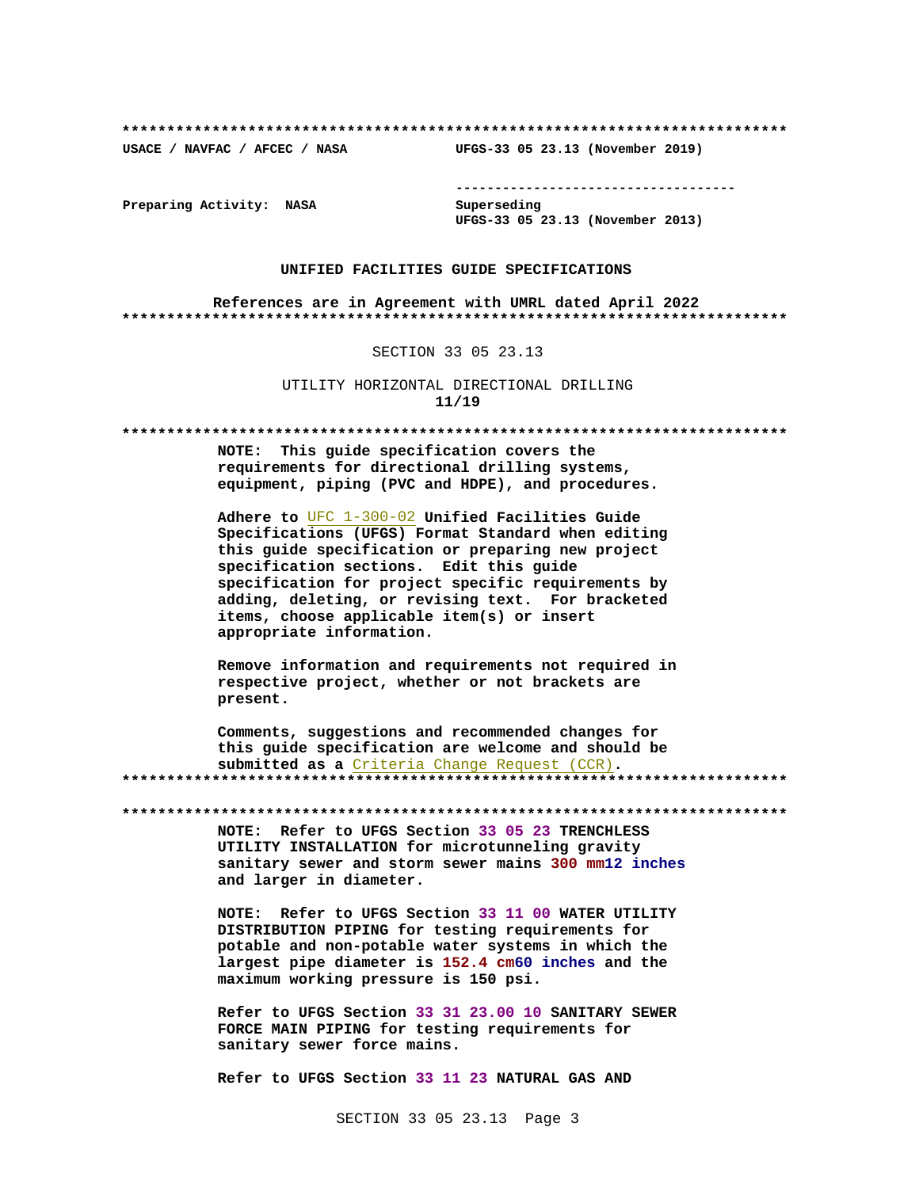**************************************************************************

USACE / NAVFAC / AFCEC / NASA UFGS-33 05 23.13 (November 2019)

-----------------------------------

Preparing Activity: NASA Superseding
UFGS-33 05 23.13 (November 2013)

**UNIFIED FACILITIES GUIDE SPECIFICATIONS**

**References are in Agreement with UMRL dated April 2022**

**************************************************************************

SECTION 33 05 23.13

UTILITY HORIZONTAL DIRECTIONAL DRILLING
**11/19**

**************************************************************************

**NOTE: This guide specification covers the requirements for directional drilling systems, equipment, piping (PVC and HDPE), and procedures.**

**Adhere to UFC 1-300-02 Unified Facilities Guide Specifications (UFGS) Format Standard when editing this guide specification or preparing new project specification sections. Edit this guide specification for project specific requirements by adding, deleting, or revising text. For bracketed items, choose applicable item(s) or insert appropriate information.**

**Remove information and requirements not required in respective project, whether or not brackets are present.**

**Comments, suggestions and recommended changes for this guide specification are welcome and should be submitted as a Criteria Change Request (CCR).**

**************************************************************************

**************************************************************************

**NOTE: Refer to UFGS Section 33 05 23 TRENCHLESS UTILITY INSTALLATION for microtunneling gravity sanitary sewer and storm sewer mains 300 mm12 inches and larger in diameter.**

**NOTE: Refer to UFGS Section 33 11 00 WATER UTILITY DISTRIBUTION PIPING for testing requirements for potable and non-potable water systems in which the largest pipe diameter is 152.4 cm60 inches and the maximum working pressure is 150 psi.**

**Refer to UFGS Section 33 31 23.00 10 SANITARY SEWER FORCE MAIN PIPING for testing requirements for sanitary sewer force mains.**

**Refer to UFGS Section 33 11 23 NATURAL GAS AND**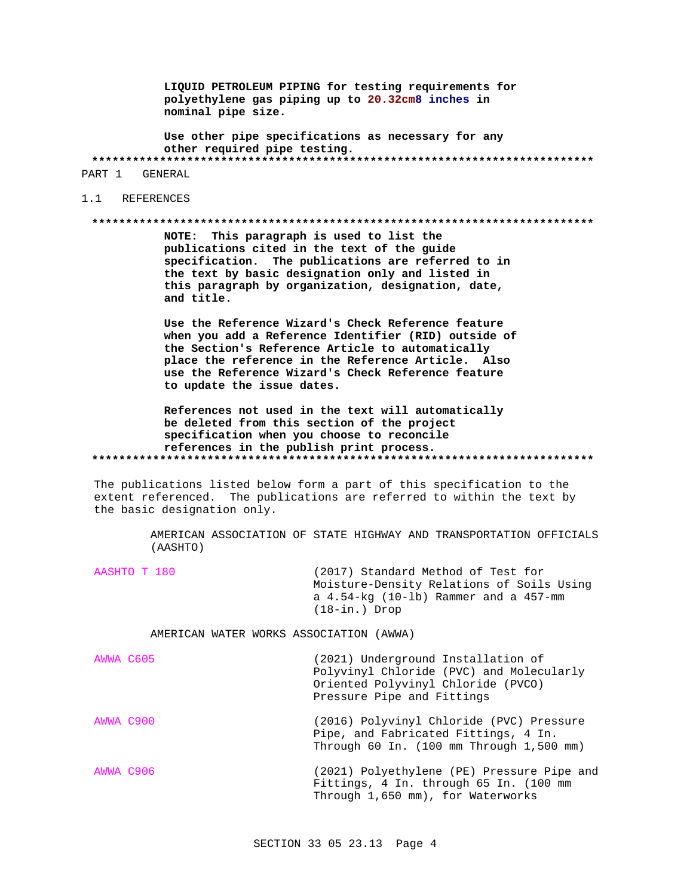**LIQUID PETROLEUM PIPING for testing requirements for polyethylene gas piping up to 20.32cm8 inches in nominal pipe size.**

**Use other pipe specifications as necessary for any other required pipe testing.**

**************************************************************************

PART 1 GENERAL

## 1.1 REFERENCES

**************************************************************************

**NOTE: This paragraph is used to list the publications cited in the text of the guide specification. The publications are referred to in the text by basic designation only and listed in this paragraph by organization, designation, date, and title.**

**Use the Reference Wizard's Check Reference feature when you add a Reference Identifier (RID) outside of the Section's Reference Article to automatically place the reference in the Reference Article. Also use the Reference Wizard's Check Reference feature to update the issue dates.**

**References not used in the text will automatically be deleted from this section of the project specification when you choose to reconcile references in the publish print process.**

**************************************************************************

The publications listed below form a part of this specification to the extent referenced. The publications are referred to within the text by the basic designation only.

AMERICAN ASSOCIATION OF STATE HIGHWAY AND TRANSPORTATION OFFICIALS (AASHTO)

AASHTO T 180 (2017) Standard Method of Test for Moisture-Density Relations of Soils Using a 4.54-kg (10-lb) Rammer and a 457-mm (18-in.) Drop

AMERICAN WATER WORKS ASSOCIATION (AWWA)

AWWA C605 (2021) Underground Installation of Polyvinyl Chloride (PVC) and Molecularly Oriented Polyvinyl Chloride (PVCO) Pressure Pipe and Fittings

AWWA C900 (2016) Polyvinyl Chloride (PVC) Pressure Pipe, and Fabricated Fittings, 4 In. Through 60 In. (100 mm Through 1,500 mm)

AWWA C906 (2021) Polyethylene (PE) Pressure Pipe and Fittings, 4 In. through 65 In. (100 mm Through 1,650 mm), for Waterworks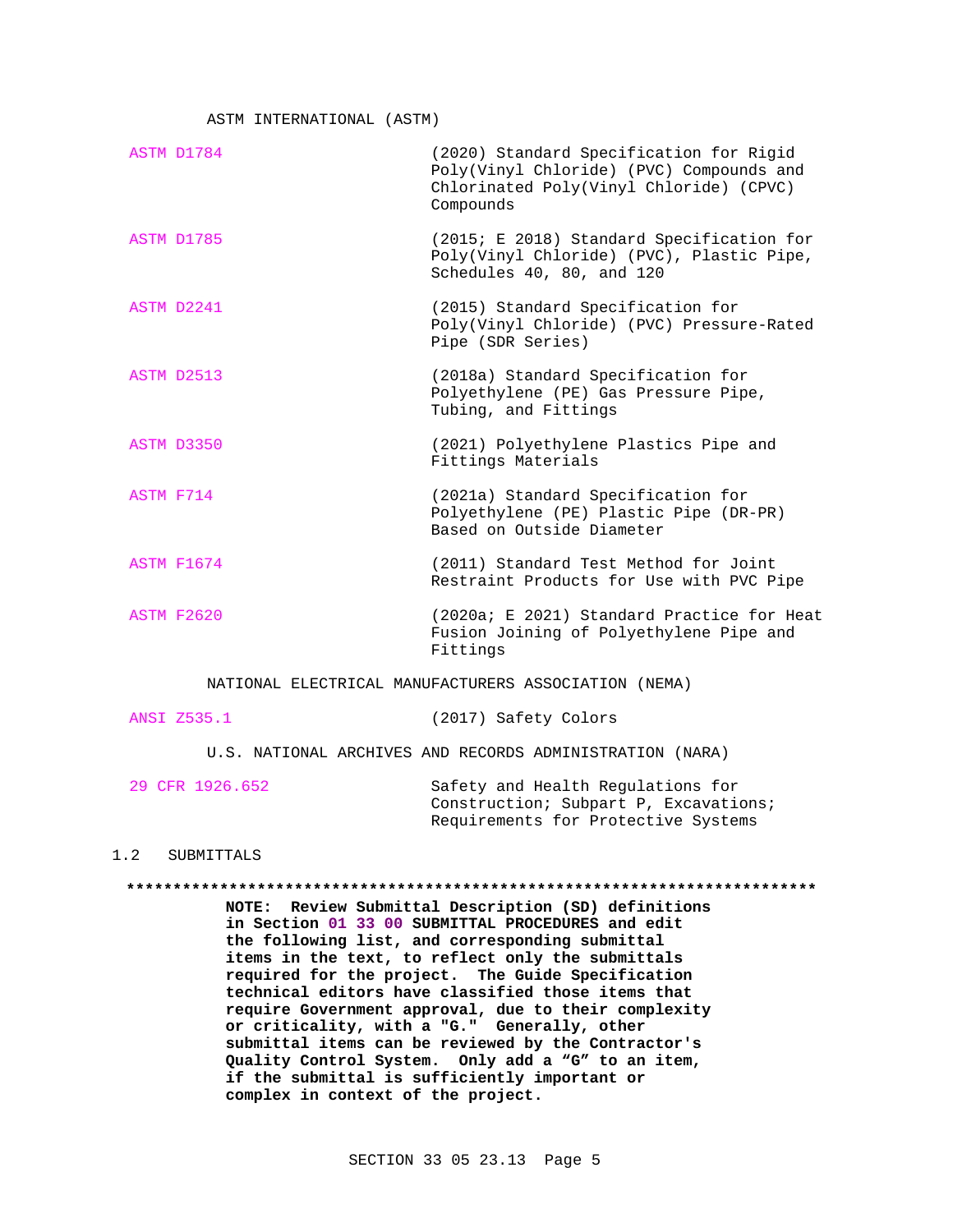ASTM INTERNATIONAL (ASTM)

| | |
|---|---|
| ASTM D1784 | (2020) Standard Specification for Rigid Poly(Vinyl Chloride) (PVC) Compounds and Chlorinated Poly(Vinyl Chloride) (CPVC) Compounds |
| ASTM D1785 | (2015; E 2018) Standard Specification for Poly(Vinyl Chloride) (PVC), Plastic Pipe, Schedules 40, 80, and 120 |
| ASTM D2241 | (2015) Standard Specification for Poly(Vinyl Chloride) (PVC) Pressure-Rated Pipe (SDR Series) |
| ASTM D2513 | (2018a) Standard Specification for Polyethylene (PE) Gas Pressure Pipe, Tubing, and Fittings |
| ASTM D3350 | (2021) Polyethylene Plastics Pipe and Fittings Materials |
| ASTM F714 | (2021a) Standard Specification for Polyethylene (PE) Plastic Pipe (DR-PR) Based on Outside Diameter |
| ASTM F1674 | (2011) Standard Test Method for Joint Restraint Products for Use with PVC Pipe |
| ASTM F2620 | (2020a; E 2021) Standard Practice for Heat Fusion Joining of Polyethylene Pipe and Fittings |

NATIONAL ELECTRICAL MANUFACTURERS ASSOCIATION (NEMA)

| | |
|---|---|
| ANSI Z535.1 | (2017) Safety Colors |

U.S. NATIONAL ARCHIVES AND RECORDS ADMINISTRATION (NARA)

| | |
|---|---|
| 29 CFR 1926.652 | Safety and Health Regulations for Construction; Subpart P, Excavations; Requirements for Protective Systems |

## 1.2 SUBMITTALS

**************************************************************************

**NOTE: Review Submittal Description (SD) definitions in Section 01 33 00 SUBMITTAL PROCEDURES and edit the following list, and corresponding submittal items in the text, to reflect only the submittals required for the project. The Guide Specification technical editors have classified those items that require Government approval, due to their complexity or criticality, with a "G." Generally, other submittal items can be reviewed by the Contractor's Quality Control System. Only add a "G" to an item, if the submittal is sufficiently important or complex in context of the project.**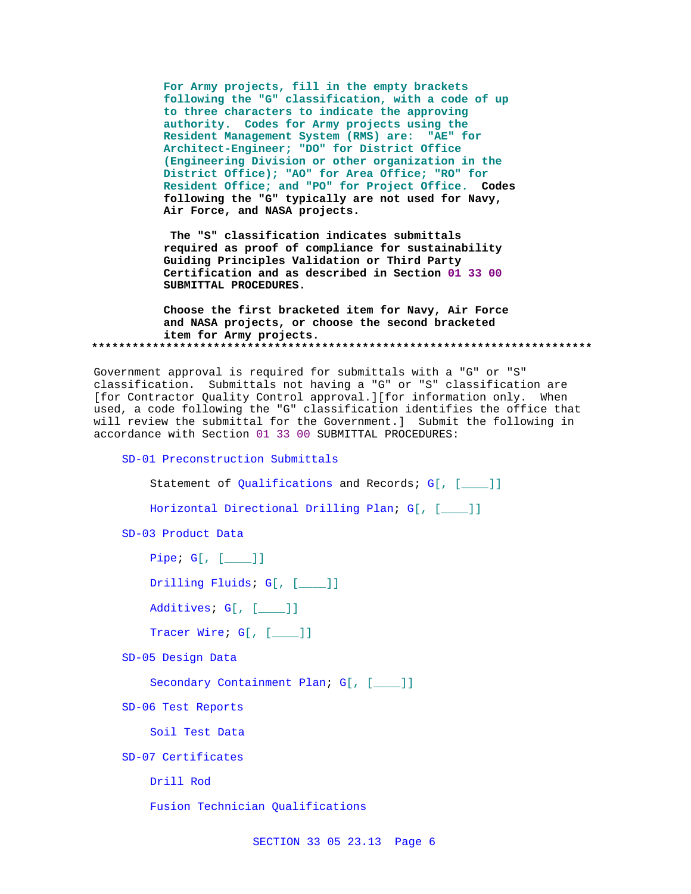For Army projects, fill in the empty brackets following the "G" classification, with a code of up to three characters to indicate the approving authority. Codes for Army projects using the Resident Management System (RMS) are: "AE" for Architect-Engineer; "DO" for District Office (Engineering Division or other organization in the District Office); "AO" for Area Office; "RO" for Resident Office; and "PO" for Project Office. Codes following the "G" typically are not used for Navy, Air Force, and NASA projects.

The "S" classification indicates submittals required as proof of compliance for sustainability Guiding Principles Validation or Third Party Certification and as described in Section 01 33 00 SUBMITTAL PROCEDURES.

Choose the first bracketed item for Navy, Air Force and NASA projects, or choose the second bracketed item for Army projects.
**************************************************************************

Government approval is required for submittals with a "G" or "S" classification. Submittals not having a "G" or "S" classification are [for Contractor Quality Control approval.][for information only. When used, a code following the "G" classification identifies the office that will review the submittal for the Government.] Submit the following in accordance with Section 01 33 00 SUBMITTAL PROCEDURES:

SD-01 Preconstruction Submittals

Statement of Qualifications and Records; G[, [____]]

Horizontal Directional Drilling Plan; G[, [____]]

SD-03 Product Data

Pipe; G[, [____]]

Drilling Fluids; G[, [____]]

Additives; G[, [____]]

Tracer Wire; G[, [____]]

SD-05 Design Data

Secondary Containment Plan; G[, [____]]

SD-06 Test Reports

Soil Test Data

SD-07 Certificates

Drill Rod

Fusion Technician Qualifications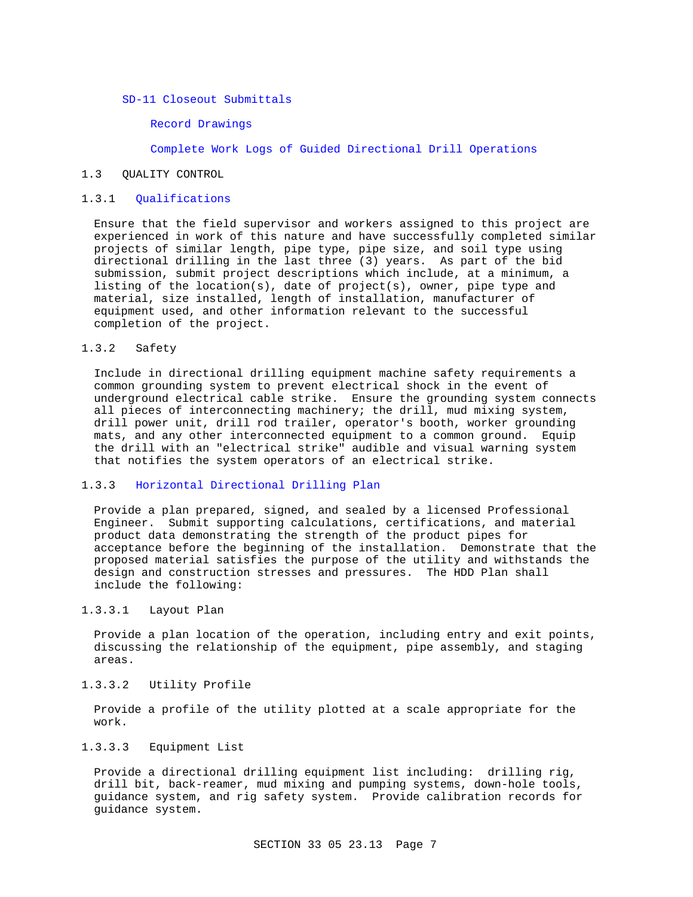SD-11 Closeout Submittals

Record Drawings

Complete Work Logs of Guided Directional Drill Operations

## 1.3 QUALITY CONTROL

### 1.3.1 Qualifications

Ensure that the field supervisor and workers assigned to this project are experienced in work of this nature and have successfully completed similar projects of similar length, pipe type, pipe size, and soil type using directional drilling in the last three (3) years. As part of the bid submission, submit project descriptions which include, at a minimum, a listing of the location(s), date of project(s), owner, pipe type and material, size installed, length of installation, manufacturer of equipment used, and other information relevant to the successful completion of the project.

### 1.3.2 Safety

Include in directional drilling equipment machine safety requirements a common grounding system to prevent electrical shock in the event of underground electrical cable strike. Ensure the grounding system connects all pieces of interconnecting machinery; the drill, mud mixing system, drill power unit, drill rod trailer, operator's booth, worker grounding mats, and any other interconnected equipment to a common ground. Equip the drill with an "electrical strike" audible and visual warning system that notifies the system operators of an electrical strike.

### 1.3.3 Horizontal Directional Drilling Plan

Provide a plan prepared, signed, and sealed by a licensed Professional Engineer. Submit supporting calculations, certifications, and material product data demonstrating the strength of the product pipes for acceptance before the beginning of the installation. Demonstrate that the proposed material satisfies the purpose of the utility and withstands the design and construction stresses and pressures. The HDD Plan shall include the following:

#### 1.3.3.1 Layout Plan

Provide a plan location of the operation, including entry and exit points, discussing the relationship of the equipment, pipe assembly, and staging areas.

#### 1.3.3.2 Utility Profile

Provide a profile of the utility plotted at a scale appropriate for the work.

#### 1.3.3.3 Equipment List

Provide a directional drilling equipment list including: drilling rig, drill bit, back-reamer, mud mixing and pumping systems, down-hole tools, guidance system, and rig safety system. Provide calibration records for guidance system.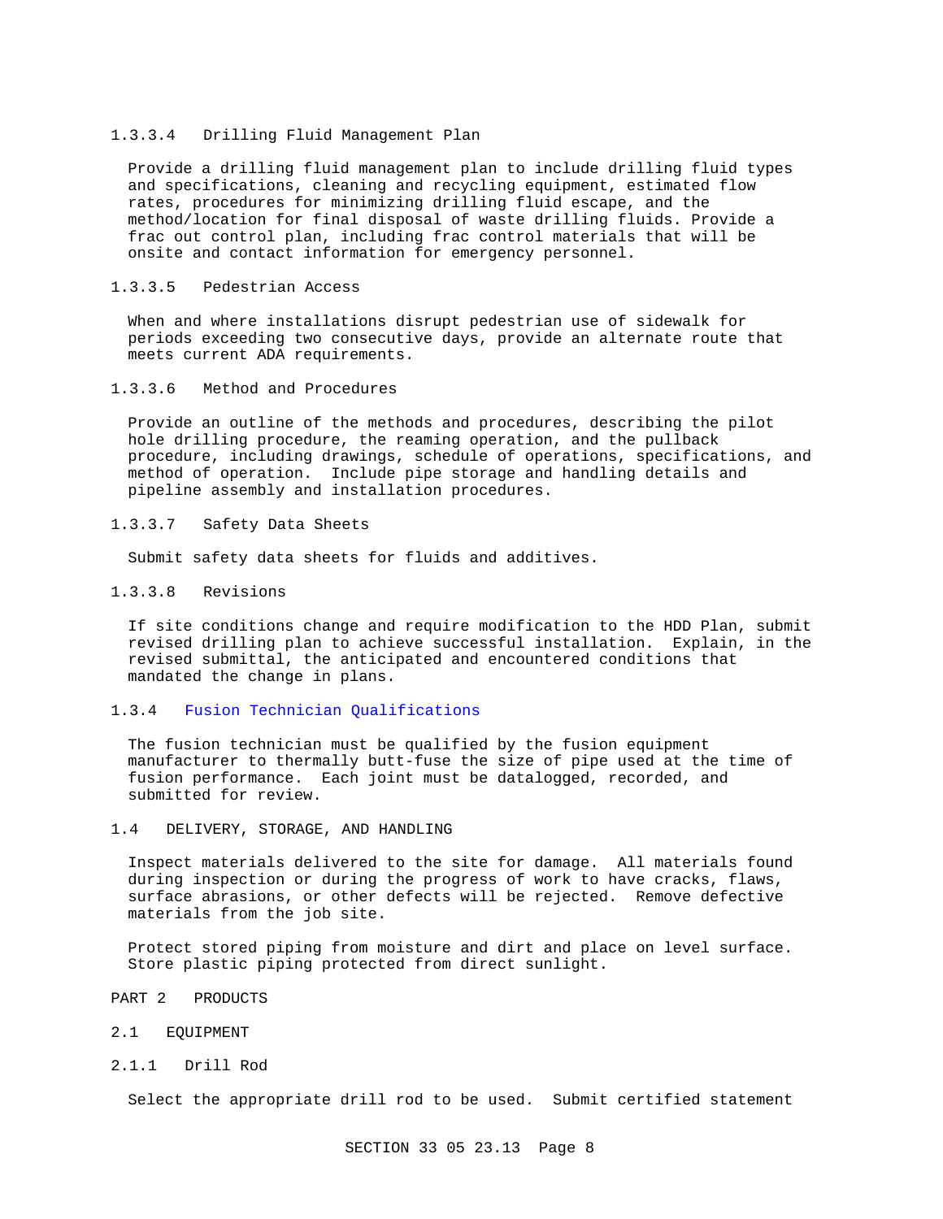#### 1.3.3.4 Drilling Fluid Management Plan

Provide a drilling fluid management plan to include drilling fluid types and specifications, cleaning and recycling equipment, estimated flow rates, procedures for minimizing drilling fluid escape, and the method/location for final disposal of waste drilling fluids. Provide a frac out control plan, including frac control materials that will be onsite and contact information for emergency personnel.

#### 1.3.3.5 Pedestrian Access

When and where installations disrupt pedestrian use of sidewalk for periods exceeding two consecutive days, provide an alternate route that meets current ADA requirements.

#### 1.3.3.6 Method and Procedures

Provide an outline of the methods and procedures, describing the pilot hole drilling procedure, the reaming operation, and the pullback procedure, including drawings, schedule of operations, specifications, and method of operation. Include pipe storage and handling details and pipeline assembly and installation procedures.

#### 1.3.3.7 Safety Data Sheets

Submit safety data sheets for fluids and additives.

#### 1.3.3.8 Revisions

If site conditions change and require modification to the HDD Plan, submit revised drilling plan to achieve successful installation. Explain, in the revised submittal, the anticipated and encountered conditions that mandated the change in plans.

### 1.3.4 Fusion Technician Qualifications

The fusion technician must be qualified by the fusion equipment manufacturer to thermally butt-fuse the size of pipe used at the time of fusion performance. Each joint must be datalogged, recorded, and submitted for review.

## 1.4 DELIVERY, STORAGE, AND HANDLING

Inspect materials delivered to the site for damage. All materials found during inspection or during the progress of work to have cracks, flaws, surface abrasions, or other defects will be rejected. Remove defective materials from the job site.

Protect stored piping from moisture and dirt and place on level surface. Store plastic piping protected from direct sunlight.

# PART 2 PRODUCTS

## 2.1 EQUIPMENT

### 2.1.1 Drill Rod

Select the appropriate drill rod to be used. Submit certified statement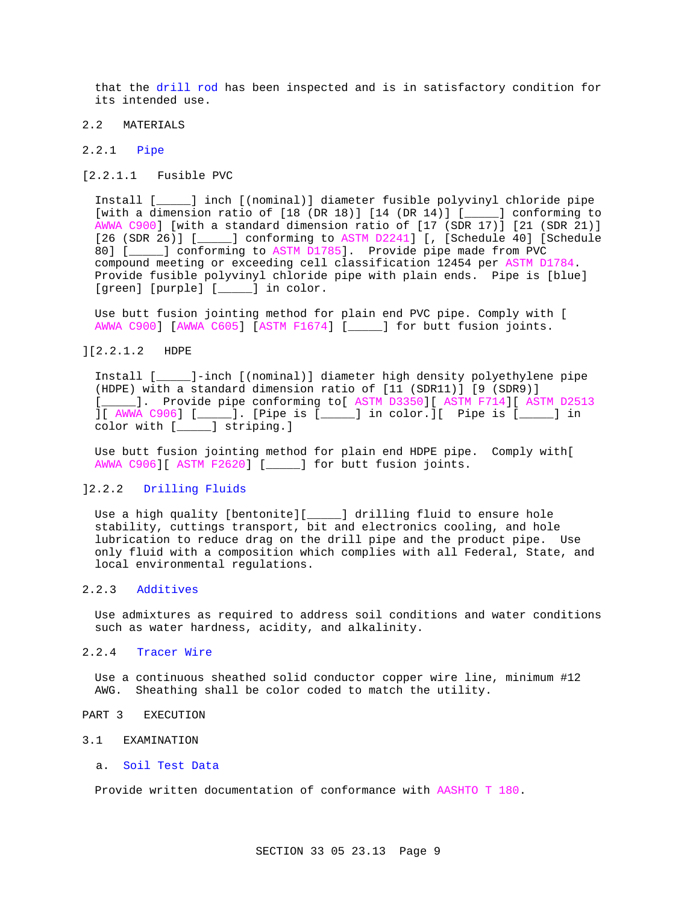that the drill rod has been inspected and is in satisfactory condition for its intended use.

## 2.2 MATERIALS

### 2.2.1 Pipe

[2.2.1.1 Fusible PVC

Install [_____] inch [(nominal)] diameter fusible polyvinyl chloride pipe [with a dimension ratio of [18 (DR 18)] [14 (DR 14)] [_____] conforming to AWWA C900] [with a standard dimension ratio of [17 (SDR 17)] [21 (SDR 21)] [26 (SDR 26)] [_____] conforming to ASTM D2241] [, [Schedule 40] [Schedule 80] [_____] conforming to ASTM D1785]. Provide pipe made from PVC compound meeting or exceeding cell classification 12454 per ASTM D1784. Provide fusible polyvinyl chloride pipe with plain ends. Pipe is [blue] [green] [purple] [_____] in color.

Use butt fusion jointing method for plain end PVC pipe. Comply with [ AWWA C900] [AWWA C605] [ASTM F1674] [_____] for butt fusion joints.

][2.2.1.2 HDPE

Install [_____]-inch [(nominal)] diameter high density polyethylene pipe (HDPE) with a standard dimension ratio of [11 (SDR11)] [9 (SDR9)] [_____]. Provide pipe conforming to[ ASTM D3350][ ASTM F714][ ASTM D2513 ][ AWWA C906] [_____]. [Pipe is [_____] in color.][ Pipe is [_____] in color with [_____] striping.]

Use butt fusion jointing method for plain end HDPE pipe. Comply with[ AWWA C906][ ASTM F2620] [_____] for butt fusion joints.

]2.2.2 Drilling Fluids

Use a high quality [bentonite][_____] drilling fluid to ensure hole stability, cuttings transport, bit and electronics cooling, and hole lubrication to reduce drag on the drill pipe and the product pipe. Use only fluid with a composition which complies with all Federal, State, and local environmental regulations.

### 2.2.3 Additives

Use admixtures as required to address soil conditions and water conditions such as water hardness, acidity, and alkalinity.

### 2.2.4 Tracer Wire

Use a continuous sheathed solid conductor copper wire line, minimum #12 AWG. Sheathing shall be color coded to match the utility.

# PART 3 EXECUTION

## 3.1 EXAMINATION

a. Soil Test Data

Provide written documentation of conformance with AASHTO T 180.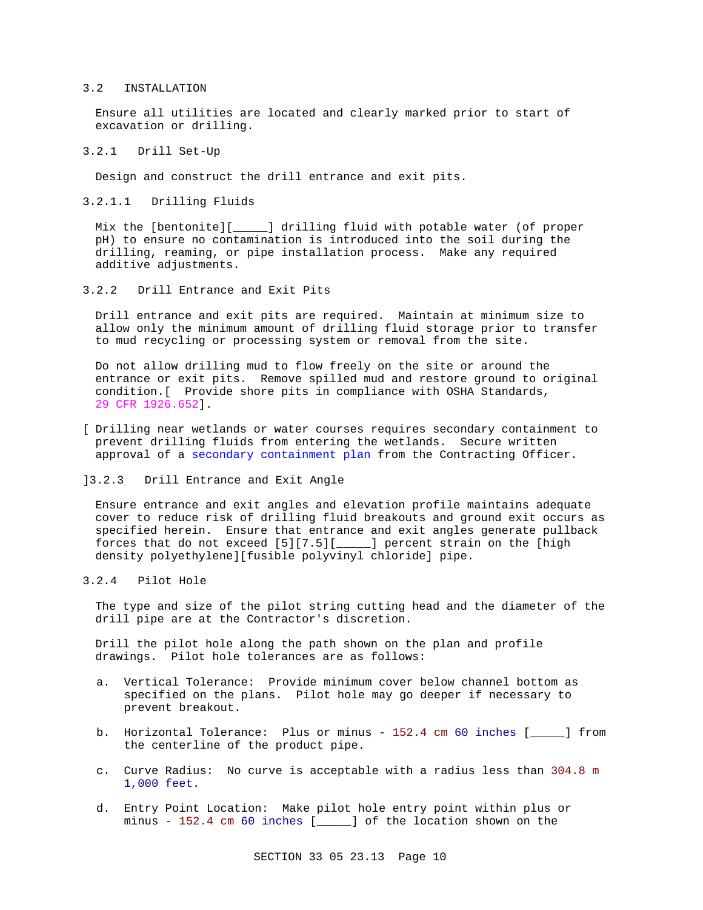## 3.2 INSTALLATION

Ensure all utilities are located and clearly marked prior to start of excavation or drilling.

### 3.2.1 Drill Set-Up

Design and construct the drill entrance and exit pits.

#### 3.2.1.1 Drilling Fluids

Mix the [bentonite][_____] drilling fluid with potable water (of proper pH) to ensure no contamination is introduced into the soil during the drilling, reaming, or pipe installation process. Make any required additive adjustments.

### 3.2.2 Drill Entrance and Exit Pits

Drill entrance and exit pits are required. Maintain at minimum size to allow only the minimum amount of drilling fluid storage prior to transfer to mud recycling or processing system or removal from the site.

Do not allow drilling mud to flow freely on the site or around the entrance or exit pits. Remove spilled mud and restore ground to original condition.[ Provide shore pits in compliance with OSHA Standards, 29 CFR 1926.652].

[ Drilling near wetlands or water courses requires secondary containment to prevent drilling fluids from entering the wetlands. Secure written approval of a secondary containment plan from the Contracting Officer.

]

### 3.2.3 Drill Entrance and Exit Angle

Ensure entrance and exit angles and elevation profile maintains adequate cover to reduce risk of drilling fluid breakouts and ground exit occurs as specified herein. Ensure that entrance and exit angles generate pullback forces that do not exceed [5][7.5][_____] percent strain on the [high density polyethylene][fusible polyvinyl chloride] pipe.

### 3.2.4 Pilot Hole

The type and size of the pilot string cutting head and the diameter of the drill pipe are at the Contractor's discretion.

Drill the pilot hole along the path shown on the plan and profile drawings. Pilot hole tolerances are as follows:

a. Vertical Tolerance: Provide minimum cover below channel bottom as specified on the plans. Pilot hole may go deeper if necessary to prevent breakout.

b. Horizontal Tolerance: Plus or minus - 152.4 cm 60 inches [_____] from the centerline of the product pipe.

c. Curve Radius: No curve is acceptable with a radius less than 304.8 m 1,000 feet.

d. Entry Point Location: Make pilot hole entry point within plus or minus - 152.4 cm 60 inches [_____] of the location shown on the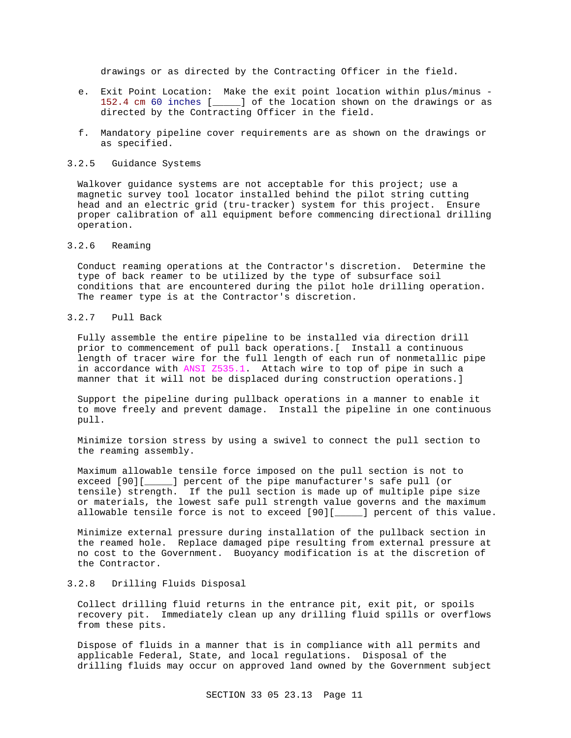drawings or as directed by the Contracting Officer in the field.

e. Exit Point Location: Make the exit point location within plus/minus - 152.4 cm 60 inches [_____] of the location shown on the drawings or as directed by the Contracting Officer in the field.

f. Mandatory pipeline cover requirements are as shown on the drawings or as specified.

### 3.2.5 Guidance Systems

Walkover guidance systems are not acceptable for this project; use a magnetic survey tool locator installed behind the pilot string cutting head and an electric grid (tru-tracker) system for this project. Ensure proper calibration of all equipment before commencing directional drilling operation.

### 3.2.6 Reaming

Conduct reaming operations at the Contractor's discretion. Determine the type of back reamer to be utilized by the type of subsurface soil conditions that are encountered during the pilot hole drilling operation. The reamer type is at the Contractor's discretion.

### 3.2.7 Pull Back

Fully assemble the entire pipeline to be installed via direction drill prior to commencement of pull back operations.[ Install a continuous length of tracer wire for the full length of each run of nonmetallic pipe in accordance with ANSI Z535.1. Attach wire to top of pipe in such a manner that it will not be displaced during construction operations.]

Support the pipeline during pullback operations in a manner to enable it to move freely and prevent damage. Install the pipeline in one continuous pull.

Minimize torsion stress by using a swivel to connect the pull section to the reaming assembly.

Maximum allowable tensile force imposed on the pull section is not to exceed [90][_____] percent of the pipe manufacturer's safe pull (or tensile) strength. If the pull section is made up of multiple pipe size or materials, the lowest safe pull strength value governs and the maximum allowable tensile force is not to exceed [90][_____] percent of this value.

Minimize external pressure during installation of the pullback section in the reamed hole. Replace damaged pipe resulting from external pressure at no cost to the Government. Buoyancy modification is at the discretion of the Contractor.

### 3.2.8 Drilling Fluids Disposal

Collect drilling fluid returns in the entrance pit, exit pit, or spoils recovery pit. Immediately clean up any drilling fluid spills or overflows from these pits.

Dispose of fluids in a manner that is in compliance with all permits and applicable Federal, State, and local regulations. Disposal of the drilling fluids may occur on approved land owned by the Government subject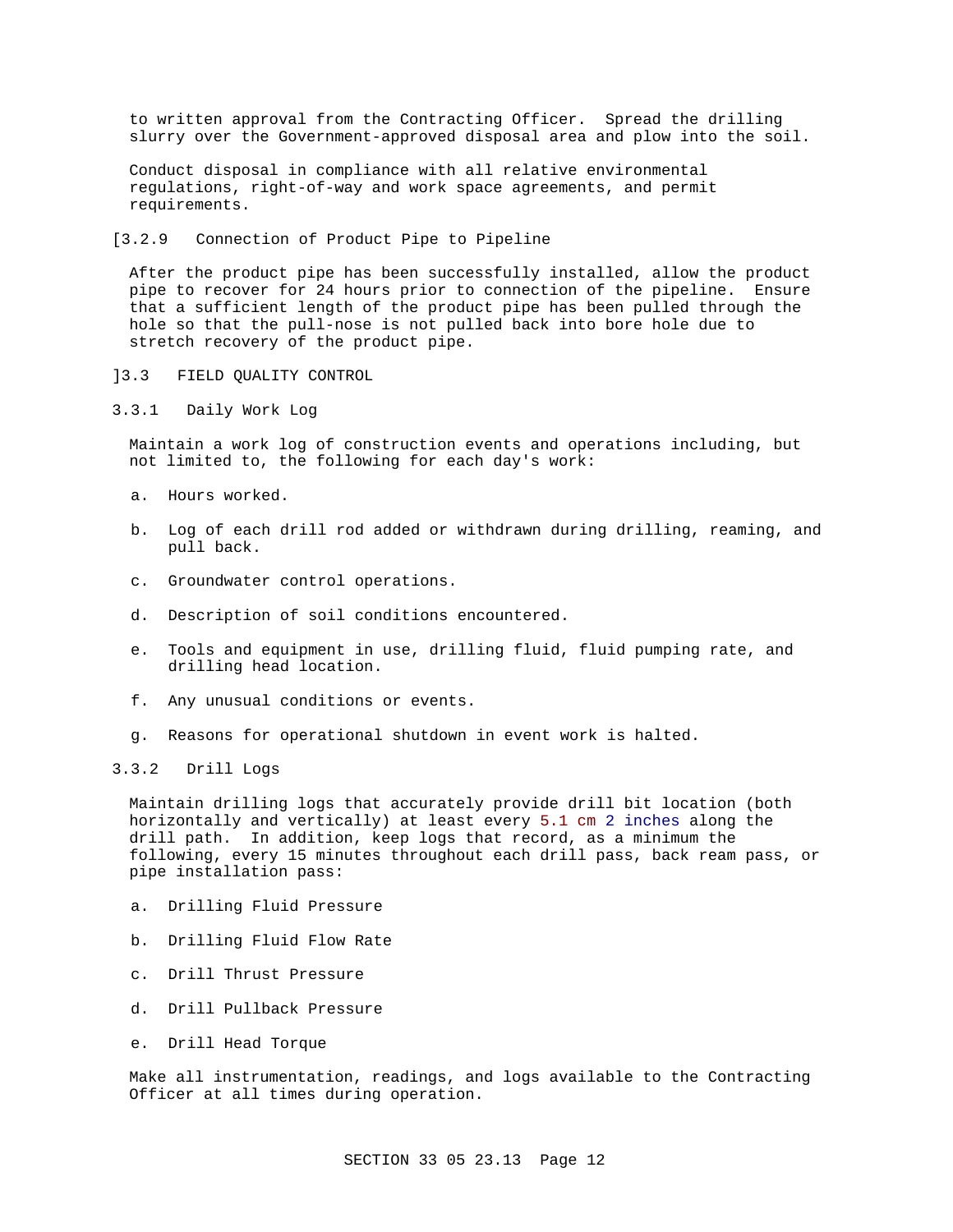to written approval from the Contracting Officer. Spread the drilling slurry over the Government-approved disposal area and plow into the soil.

Conduct disposal in compliance with all relative environmental regulations, right-of-way and work space agreements, and permit requirements.

[3.2.9 Connection of Product Pipe to Pipeline

After the product pipe has been successfully installed, allow the product pipe to recover for 24 hours prior to connection of the pipeline. Ensure that a sufficient length of the product pipe has been pulled through the hole so that the pull-nose is not pulled back into bore hole due to stretch recovery of the product pipe.

]3.3 FIELD QUALITY CONTROL

3.3.1 Daily Work Log

Maintain a work log of construction events and operations including, but not limited to, the following for each day's work:

a. Hours worked.

b. Log of each drill rod added or withdrawn during drilling, reaming, and pull back.

c. Groundwater control operations.

d. Description of soil conditions encountered.

e. Tools and equipment in use, drilling fluid, fluid pumping rate, and drilling head location.

f. Any unusual conditions or events.

g. Reasons for operational shutdown in event work is halted.

3.3.2 Drill Logs

Maintain drilling logs that accurately provide drill bit location (both horizontally and vertically) at least every 5.1 cm 2 inches along the drill path. In addition, keep logs that record, as a minimum the following, every 15 minutes throughout each drill pass, back ream pass, or pipe installation pass:

a. Drilling Fluid Pressure

b. Drilling Fluid Flow Rate

c. Drill Thrust Pressure

d. Drill Pullback Pressure

e. Drill Head Torque

Make all instrumentation, readings, and logs available to the Contracting Officer at all times during operation.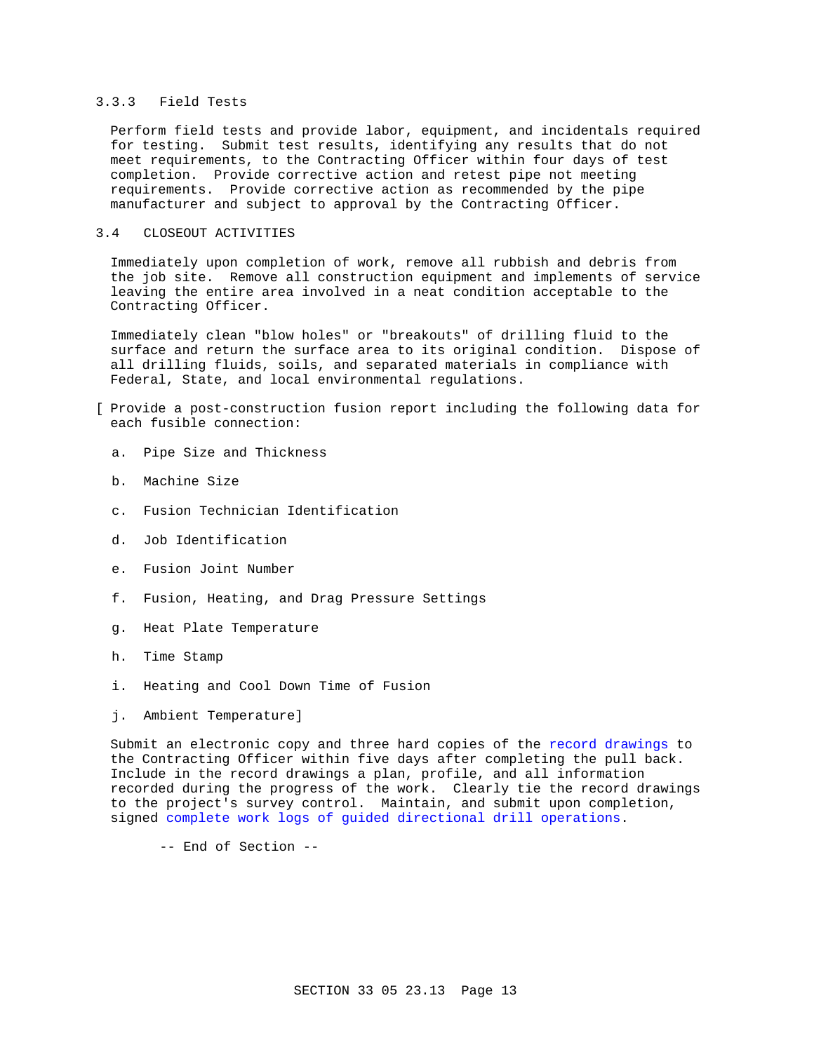### 3.3.3 Field Tests

Perform field tests and provide labor, equipment, and incidentals required for testing. Submit test results, identifying any results that do not meet requirements, to the Contracting Officer within four days of test completion. Provide corrective action and retest pipe not meeting requirements. Provide corrective action as recommended by the pipe manufacturer and subject to approval by the Contracting Officer.

## 3.4 CLOSEOUT ACTIVITIES

Immediately upon completion of work, remove all rubbish and debris from the job site. Remove all construction equipment and implements of service leaving the entire area involved in a neat condition acceptable to the Contracting Officer.

Immediately clean "blow holes" or "breakouts" of drilling fluid to the surface and return the surface area to its original condition. Dispose of all drilling fluids, soils, and separated materials in compliance with Federal, State, and local environmental regulations.

[ Provide a post-construction fusion report including the following data for each fusible connection:

a. Pipe Size and Thickness

b. Machine Size

c. Fusion Technician Identification

d. Job Identification

e. Fusion Joint Number

f. Fusion, Heating, and Drag Pressure Settings

g. Heat Plate Temperature

h. Time Stamp

i. Heating and Cool Down Time of Fusion

j. Ambient Temperature]

Submit an electronic copy and three hard copies of the record drawings to the Contracting Officer within five days after completing the pull back. Include in the record drawings a plan, profile, and all information recorded during the progress of the work. Clearly tie the record drawings to the project's survey control. Maintain, and submit upon completion, signed complete work logs of guided directional drill operations.

-- End of Section --